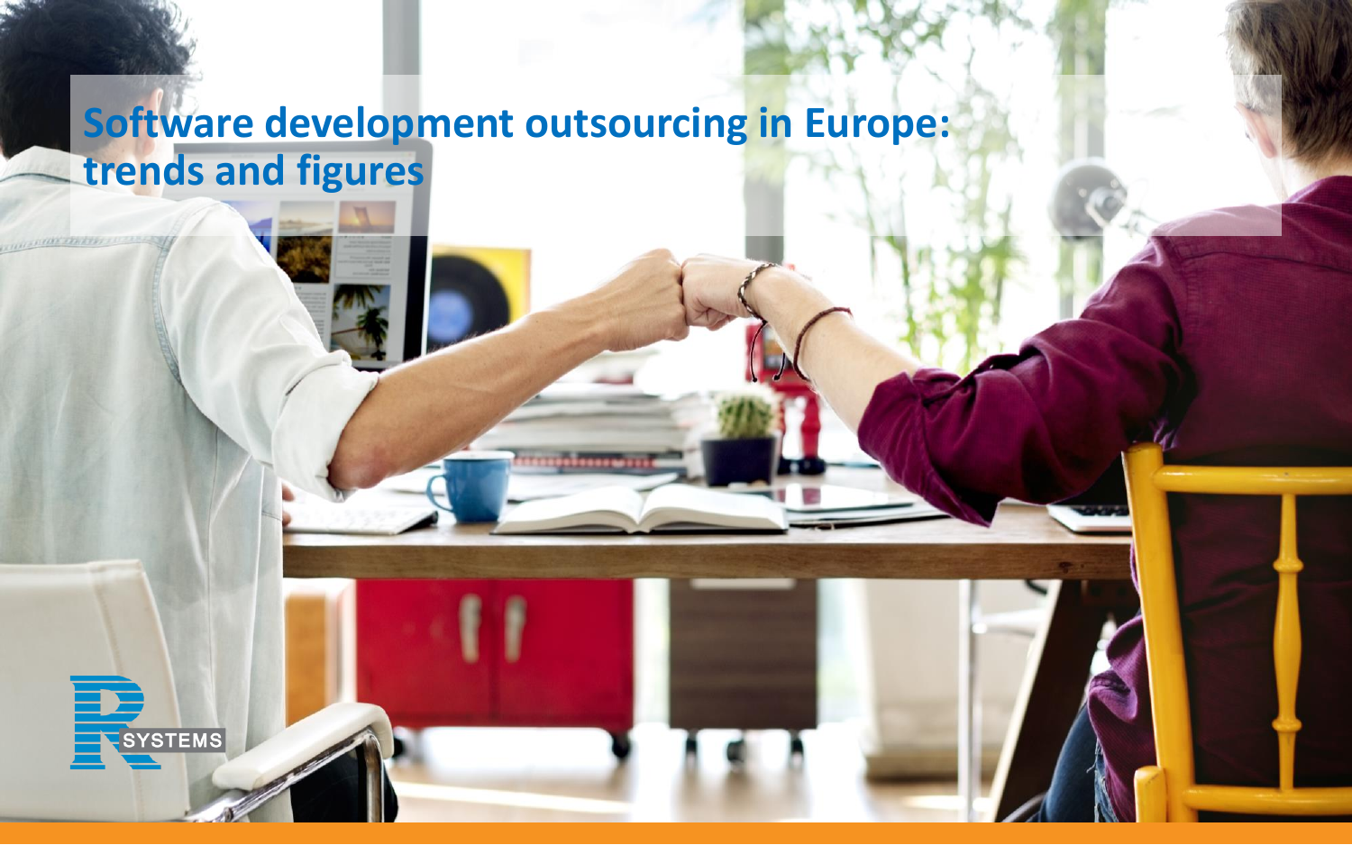# Software development outsourcing in Europe: trends and figures

R SYSTEMS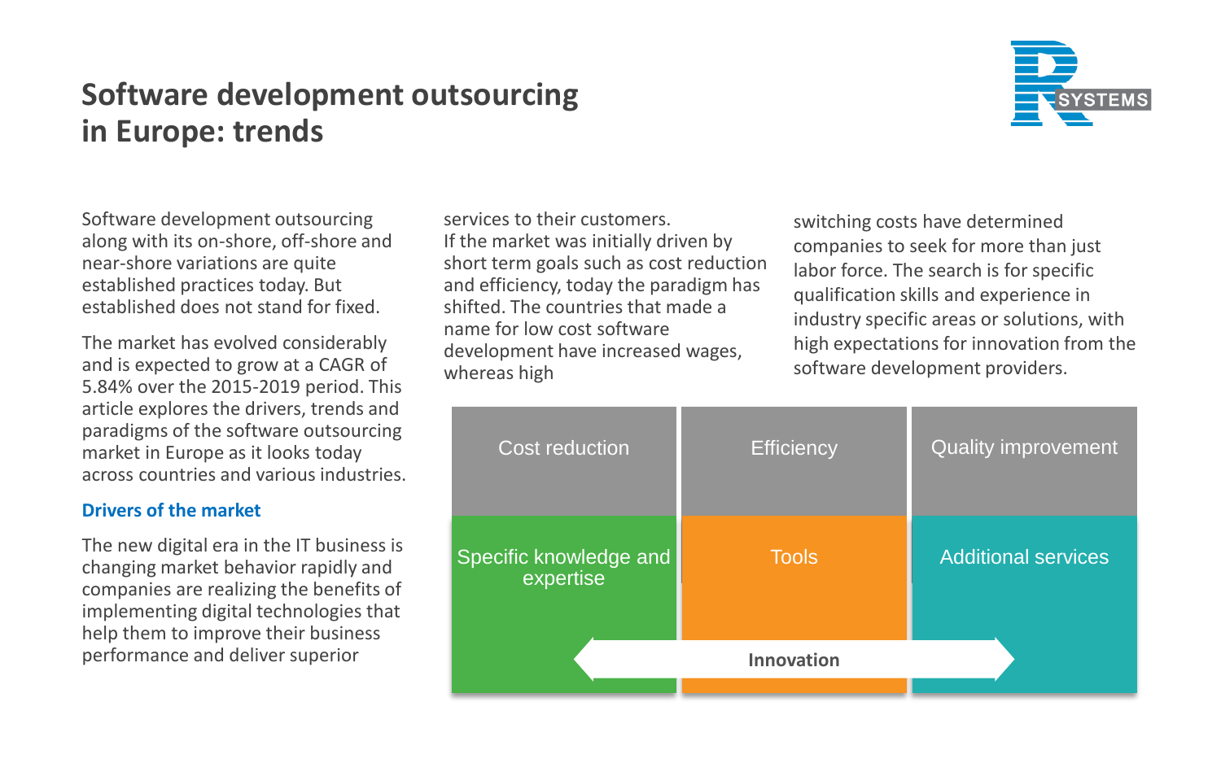# Software development outsourcing in Europe: trends

Software development outsourcing along with its on-shore, off-shore and near-shore variations are quite established practices today. But established does not stand for fixed.

The market has evolved considerably and is expected to grow at a CAGR of 5.84% over the 2015-2019 period. This article explores the drivers, trends and paradigms of the software outsourcing market in Europe as it looks today across countries and various industries.

## Drivers of the market

The new digital era in the IT business is changing market behavior rapidly and companies are realizing the benefits of implementing digital technologies that help them to improve their business performance and deliver superior services to their customers.
If the market was initially driven by short term goals such as cost reduction and efficiency, today the paradigm has shifted. The countries that made a name for low cost software development have increased wages, whereas high switching costs have determined companies to seek for more than just labor force. The search is for specific qualification skills and experience in industry specific areas or solutions, with high expectations for innovation from the software development providers.

| Cost reduction | Efficiency | Quality improvement |
|---|---|---|
| Specific knowledge and expertise | Tools | Additional services |
| Innovation | | |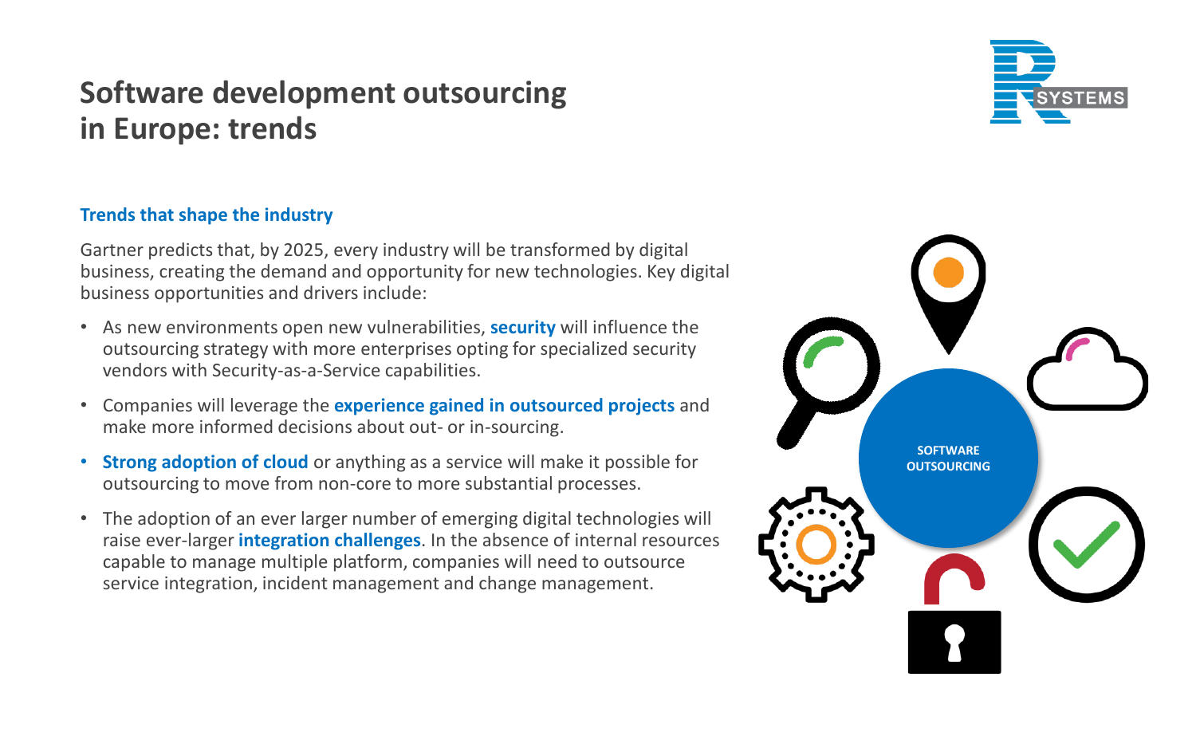# Software development outsourcing in Europe: trends

### Trends that shape the industry

Gartner predicts that, by 2025, every industry will be transformed by digital business, creating the demand and opportunity for new technologies. Key digital business opportunities and drivers include:

- As new environments open new vulnerabilities, **security** will influence the outsourcing strategy with more enterprises opting for specialized security vendors with Security-as-a-Service capabilities.
- Companies will leverage the **experience gained in outsourced projects** and make more informed decisions about out- or in-sourcing.
- **Strong adoption of cloud** or anything as a service will make it possible for outsourcing to move from non-core to more substantial processes.
- The adoption of an ever larger number of emerging digital technologies will raise ever-larger **integration challenges**. In the absence of internal resources capable to manage multiple platform, companies will need to outsource service integration, incident management and change management.

SOFTWARE OUTSOURCING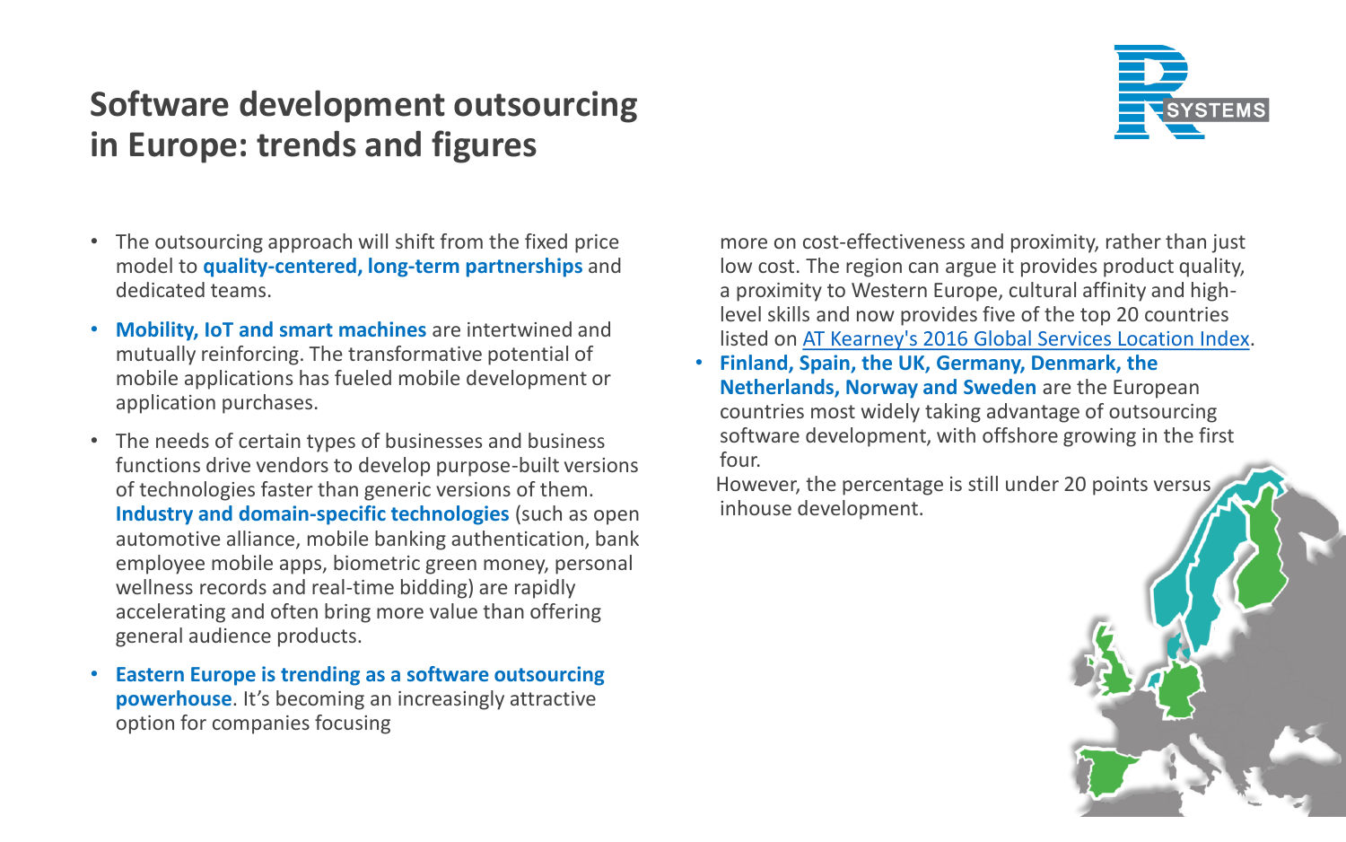# Software development outsourcing in Europe: trends and figures

- The outsourcing approach will shift from the fixed price model to **quality-centered, long-term partnerships** and dedicated teams.
- **Mobility, IoT and smart machines** are intertwined and mutually reinforcing. The transformative potential of mobile applications has fueled mobile development or application purchases.
- The needs of certain types of businesses and business functions drive vendors to develop purpose-built versions of technologies faster than generic versions of them. **Industry and domain-specific technologies** (such as open automotive alliance, mobile banking authentication, bank employee mobile apps, biometric green money, personal wellness records and real-time bidding) are rapidly accelerating and often bring more value than offering general audience products.
- **Eastern Europe is trending as a software outsourcing powerhouse**. It's becoming an increasingly attractive option for companies focusing more on cost-effectiveness and proximity, rather than just low cost. The region can argue it provides product quality, a proximity to Western Europe, cultural affinity and high-level skills and now provides five of the top 20 countries listed on [AT Kearney's 2016 Global Services Location Index](AT Kearney's 2016 Global Services Location Index).
- **Finland, Spain, the UK, Germany, Denmark, the Netherlands, Norway and Sweden** are the European countries most widely taking advantage of outsourcing software development, with offshore growing in the first four.

  However, the percentage is still under 20 points versus inhouse development.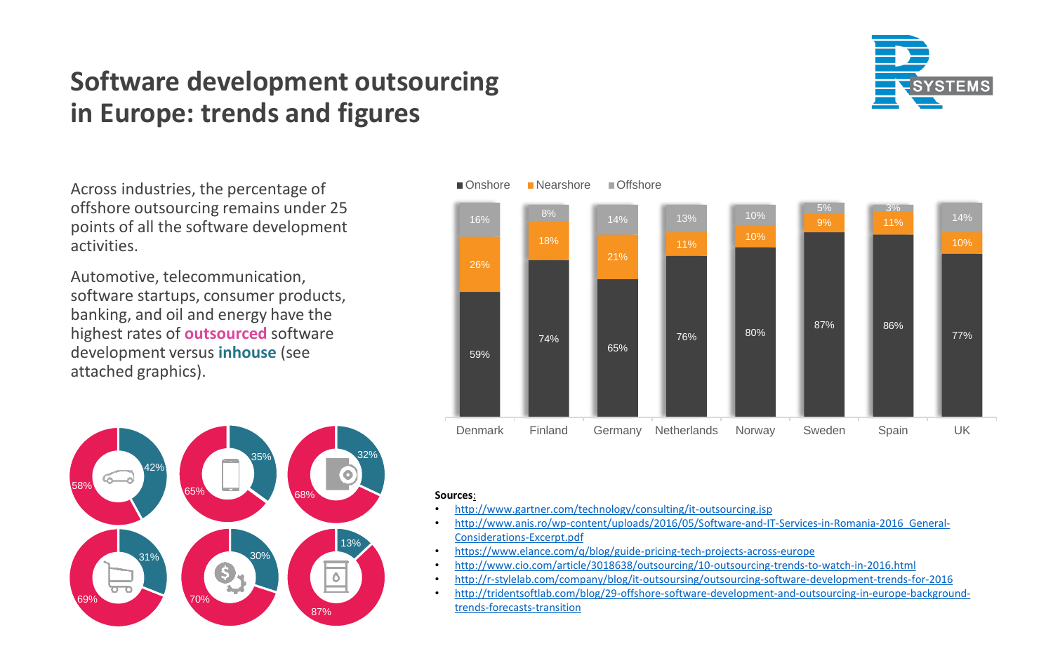# Software development outsourcing in Europe: trends and figures

Across industries, the percentage of offshore outsourcing remains under 25 points of all the software development activities.

Automotive, telecommunication, software startups, consumer products, banking, and oil and energy have the highest rates of **outsourced** software development versus **inhouse** (see attached graphics).

| Industry | Outsourced | Inhouse |
|---|---|---|
| Automotive | 58% | 42% |
| Telecommunication | 65% | 35% |
| Software startups | 68% | 32% |
| Consumer products | 69% | 31% |
| Banking | 70% | 30% |
| Oil and energy | 87% | 13% |

| Country | Onshore | Nearshore | Offshore |
|---|---|---|---|
| Denmark | 59% | 26% | 16% |
| Finland | 74% | 18% | 8% |
| Germany | 65% | 21% | 14% |
| Netherlands | 76% | 11% | 13% |
| Norway | 80% | 10% | 10% |
| Sweden | 87% | 9% | 5% |
| Spain | 86% | 11% | 3% |
| UK | 77% | 10% | 14% |

**Sources:**

- http://www.gartner.com/technology/consulting/it-outsourcing.jsp
- http://www.anis.ro/wp-content/uploads/2016/05/Software-and-IT-Services-in-Romania-2016_General-Considerations-Excerpt.pdf
- https://www.elance.com/q/blog/guide-pricing-tech-projects-across-europe
- http://www.cio.com/article/3018638/outsourcing/10-outsourcing-trends-to-watch-in-2016.html
- http://r-stylelab.com/company/blog/it-outsoursing/outsourcing-software-development-trends-for-2016
- http://tridentsoftlab.com/blog/29-offshore-software-development-and-outsourcing-in-europe-background-trends-forecasts-transition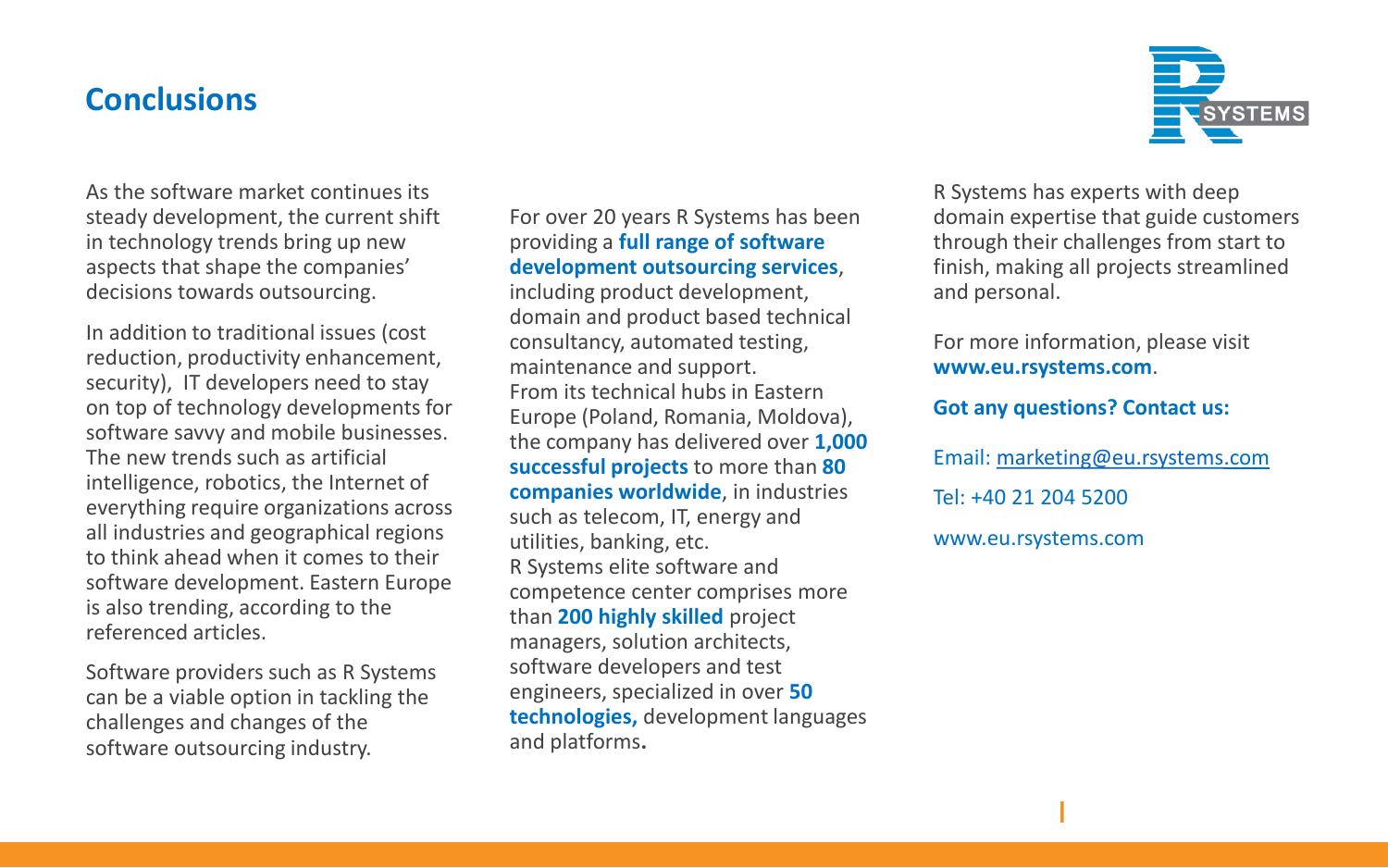# Conclusions

As the software market continues its steady development, the current shift in technology trends bring up new aspects that shape the companies' decisions towards outsourcing.

In addition to traditional issues (cost reduction, productivity enhancement, security), IT developers need to stay on top of technology developments for software savvy and mobile businesses. The new trends such as artificial intelligence, robotics, the Internet of everything require organizations across all industries and geographical regions to think ahead when it comes to their software development. Eastern Europe is also trending, according to the referenced articles.

Software providers such as R Systems can be a viable option in tackling the challenges and changes of the software outsourcing industry.

For over 20 years R Systems has been providing a **full range of software development outsourcing services**, including product development, domain and product based technical consultancy, automated testing, maintenance and support.
From its technical hubs in Eastern Europe (Poland, Romania, Moldova), the company has delivered over **1,000 successful projects** to more than **80 companies worldwide**, in industries such as telecom, IT, energy and utilities, banking, etc.
R Systems elite software and competence center comprises more than **200 highly skilled** project managers, solution architects, software developers and test engineers, specialized in over **50 technologies,** development languages and platforms.

R Systems has experts with deep domain expertise that guide customers through their challenges from start to finish, making all projects streamlined and personal.

For more information, please visit **www.eu.rsystems.com**.

**Got any questions? Contact us:**

Email: marketing@eu.rsystems.com

Tel: +40 21 204 5200

www.eu.rsystems.com